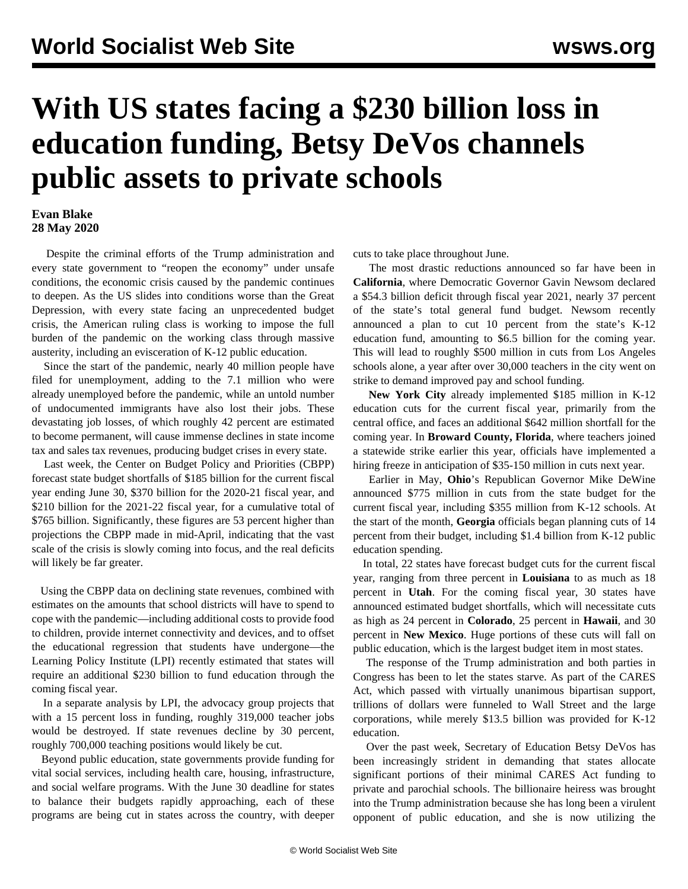// World Socialist Web Site header omitted

# With US states facing a $230 billion loss in education funding, Betsy DeVos channels public assets to private schools

**Evan Blake**
**28 May 2020**

Despite the criminal efforts of the Trump administration and every state government to "reopen the economy" under unsafe conditions, the economic crisis caused by the pandemic continues to deepen. As the US slides into conditions worse than the Great Depression, with every state facing an unprecedented budget crisis, the American ruling class is working to impose the full burden of the pandemic on the working class through massive austerity, including an evisceration of K-12 public education.

Since the start of the pandemic, nearly 40 million people have filed for unemployment, adding to the 7.1 million who were already unemployed before the pandemic, while an untold number of undocumented immigrants have also lost their jobs. These devastating job losses, of which roughly 42 percent are estimated to become permanent, will cause immense declines in state income tax and sales tax revenues, producing budget crises in every state.

Last week, the Center on Budget Policy and Priorities (CBPP) forecast state budget shortfalls of $185 billion for the current fiscal year ending June 30, $370 billion for the 2020-21 fiscal year, and $210 billion for the 2021-22 fiscal year, for a cumulative total of $765 billion. Significantly, these figures are 53 percent higher than projections the CBPP made in mid-April, indicating that the vast scale of the crisis is slowly coming into focus, and the real deficits will likely be far greater.

Using the CBPP data on declining state revenues, combined with estimates on the amounts that school districts will have to spend to cope with the pandemic—including additional costs to provide food to children, provide internet connectivity and devices, and to offset the educational regression that students have undergone—the Learning Policy Institute (LPI) recently estimated that states will require an additional $230 billion to fund education through the coming fiscal year.

In a separate analysis by LPI, the advocacy group projects that with a 15 percent loss in funding, roughly 319,000 teacher jobs would be destroyed. If state revenues decline by 30 percent, roughly 700,000 teaching positions would likely be cut.

Beyond public education, state governments provide funding for vital social services, including health care, housing, infrastructure, and social welfare programs. With the June 30 deadline for states to balance their budgets rapidly approaching, each of these programs are being cut in states across the country, with deeper cuts to take place throughout June.

The most drastic reductions announced so far have been in **California**, where Democratic Governor Gavin Newsom declared a $54.3 billion deficit through fiscal year 2021, nearly 37 percent of the state's total general fund budget. Newsom recently announced a plan to cut 10 percent from the state's K-12 education fund, amounting to $6.5 billion for the coming year. This will lead to roughly $500 million in cuts from Los Angeles schools alone, a year after over 30,000 teachers in the city went on strike to demand improved pay and school funding.

**New York City** already implemented $185 million in K-12 education cuts for the current fiscal year, primarily from the central office, and faces an additional $642 million shortfall for the coming year. In **Broward County, Florida**, where teachers joined a statewide strike earlier this year, officials have implemented a hiring freeze in anticipation of $35-150 million in cuts next year.

Earlier in May, **Ohio**'s Republican Governor Mike DeWine announced $775 million in cuts from the state budget for the current fiscal year, including $355 million from K-12 schools. At the start of the month, **Georgia** officials began planning cuts of 14 percent from their budget, including $1.4 billion from K-12 public education spending.

In total, 22 states have forecast budget cuts for the current fiscal year, ranging from three percent in **Louisiana** to as much as 18 percent in **Utah**. For the coming fiscal year, 30 states have announced estimated budget shortfalls, which will necessitate cuts as high as 24 percent in **Colorado**, 25 percent in **Hawaii**, and 30 percent in **New Mexico**. Huge portions of these cuts will fall on public education, which is the largest budget item in most states.

The response of the Trump administration and both parties in Congress has been to let the states starve. As part of the CARES Act, which passed with virtually unanimous bipartisan support, trillions of dollars were funneled to Wall Street and the large corporations, while merely $13.5 billion was provided for K-12 education.

Over the past week, Secretary of Education Betsy DeVos has been increasingly strident in demanding that states allocate significant portions of their minimal CARES Act funding to private and parochial schools. The billionaire heiress was brought into the Trump administration because she has long been a virulent opponent of public education, and she is now utilizing the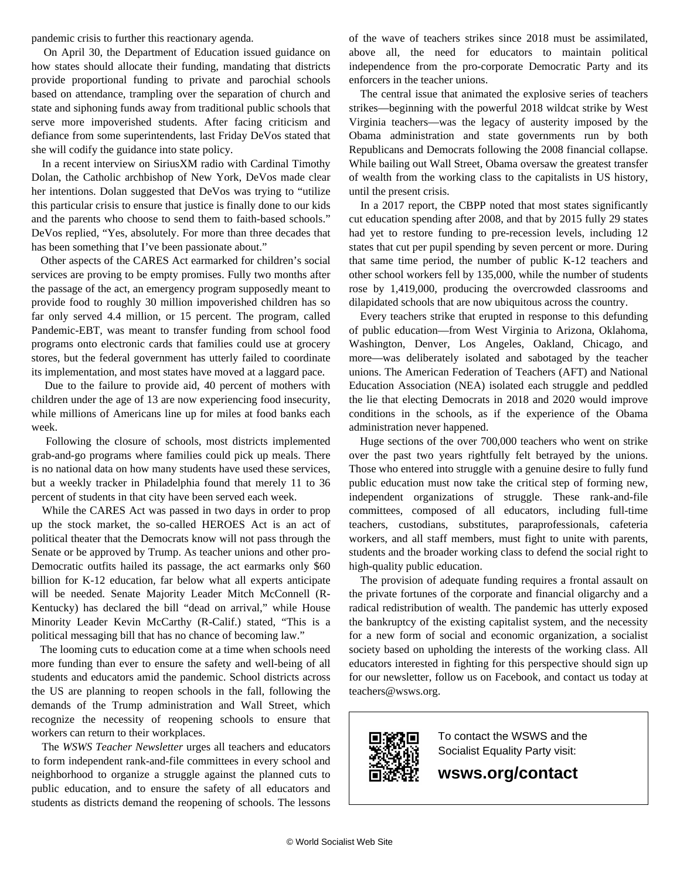pandemic crisis to further this reactionary agenda.

On April 30, the Department of Education issued guidance on how states should allocate their funding, mandating that districts provide proportional funding to private and parochial schools based on attendance, trampling over the separation of church and state and siphoning funds away from traditional public schools that serve more impoverished students. After facing criticism and defiance from some superintendents, last Friday DeVos stated that she will codify the guidance into state policy.

In a recent interview on SiriusXM radio with Cardinal Timothy Dolan, the Catholic archbishop of New York, DeVos made clear her intentions. Dolan suggested that DeVos was trying to "utilize this particular crisis to ensure that justice is finally done to our kids and the parents who choose to send them to faith-based schools." DeVos replied, "Yes, absolutely. For more than three decades that has been something that I've been passionate about."

Other aspects of the CARES Act earmarked for children's social services are proving to be empty promises. Fully two months after the passage of the act, an emergency program supposedly meant to provide food to roughly 30 million impoverished children has so far only served 4.4 million, or 15 percent. The program, called Pandemic-EBT, was meant to transfer funding from school food programs onto electronic cards that families could use at grocery stores, but the federal government has utterly failed to coordinate its implementation, and most states have moved at a laggard pace.

Due to the failure to provide aid, 40 percent of mothers with children under the age of 13 are now experiencing food insecurity, while millions of Americans line up for miles at food banks each week.

Following the closure of schools, most districts implemented grab-and-go programs where families could pick up meals. There is no national data on how many students have used these services, but a weekly tracker in Philadelphia found that merely 11 to 36 percent of students in that city have been served each week.

While the CARES Act was passed in two days in order to prop up the stock market, the so-called HEROES Act is an act of political theater that the Democrats know will not pass through the Senate or be approved by Trump. As teacher unions and other pro-Democratic outfits hailed its passage, the act earmarks only $60 billion for K-12 education, far below what all experts anticipate will be needed. Senate Majority Leader Mitch McConnell (R-Kentucky) has declared the bill "dead on arrival," while House Minority Leader Kevin McCarthy (R-Calif.) stated, "This is a political messaging bill that has no chance of becoming law."

The looming cuts to education come at a time when schools need more funding than ever to ensure the safety and well-being of all students and educators amid the pandemic. School districts across the US are planning to reopen schools in the fall, following the demands of the Trump administration and Wall Street, which recognize the necessity of reopening schools to ensure that workers can return to their workplaces.

The *WSWS Teacher Newsletter* urges all teachers and educators to form independent rank-and-file committees in every school and neighborhood to organize a struggle against the planned cuts to public education, and to ensure the safety of all educators and students as districts demand the reopening of schools. The lessons of the wave of teachers strikes since 2018 must be assimilated, above all, the need for educators to maintain political independence from the pro-corporate Democratic Party and its enforcers in the teacher unions.

The central issue that animated the explosive series of teachers strikes—beginning with the powerful 2018 wildcat strike by West Virginia teachers—was the legacy of austerity imposed by the Obama administration and state governments run by both Republicans and Democrats following the 2008 financial collapse. While bailing out Wall Street, Obama oversaw the greatest transfer of wealth from the working class to the capitalists in US history, until the present crisis.

In a 2017 report, the CBPP noted that most states significantly cut education spending after 2008, and that by 2015 fully 29 states had yet to restore funding to pre-recession levels, including 12 states that cut per pupil spending by seven percent or more. During that same time period, the number of public K-12 teachers and other school workers fell by 135,000, while the number of students rose by 1,419,000, producing the overcrowded classrooms and dilapidated schools that are now ubiquitous across the country.

Every teachers strike that erupted in response to this defunding of public education—from West Virginia to Arizona, Oklahoma, Washington, Denver, Los Angeles, Oakland, Chicago, and more—was deliberately isolated and sabotaged by the teacher unions. The American Federation of Teachers (AFT) and National Education Association (NEA) isolated each struggle and peddled the lie that electing Democrats in 2018 and 2020 would improve conditions in the schools, as if the experience of the Obama administration never happened.

Huge sections of the over 700,000 teachers who went on strike over the past two years rightfully felt betrayed by the unions. Those who entered into struggle with a genuine desire to fully fund public education must now take the critical step of forming new, independent organizations of struggle. These rank-and-file committees, composed of all educators, including full-time teachers, custodians, substitutes, paraprofessionals, cafeteria workers, and all staff members, must fight to unite with parents, students and the broader working class to defend the social right to high-quality public education.

The provision of adequate funding requires a frontal assault on the private fortunes of the corporate and financial oligarchy and a radical redistribution of wealth. The pandemic has utterly exposed the bankruptcy of the existing capitalist system, and the necessity for a new form of social and economic organization, a socialist society based on upholding the interests of the working class. All educators interested in fighting for this perspective should sign up for our newsletter, follow us on Facebook, and contact us today at teachers@wsws.org.

To contact the WSWS and the Socialist Equality Party visit:

**wsws.org/contact**